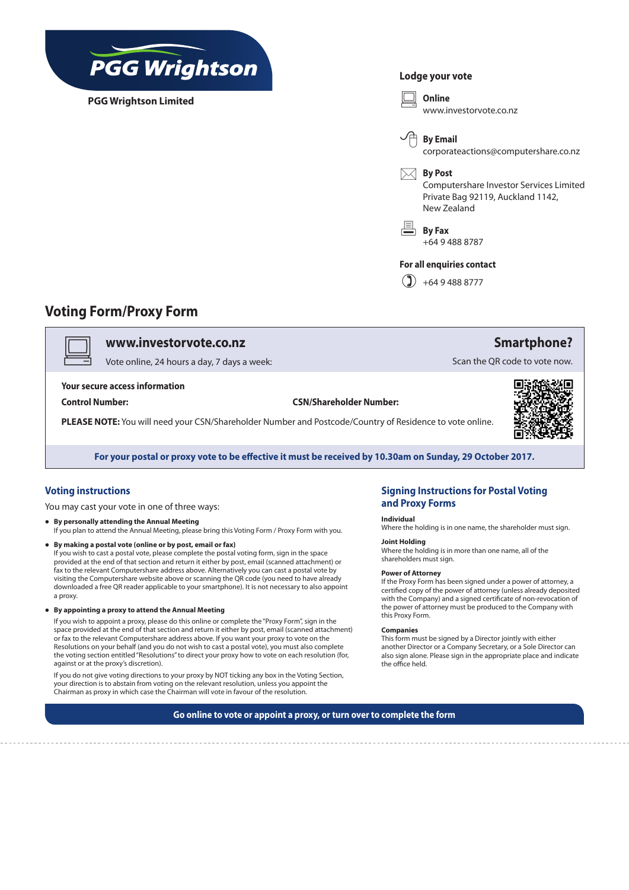# PGG Wrightson

**PGG Wrightson Limited**

## Lodge your vote

**Online**
www.investorvote.co.nz

**By Email**
corporateactions@computershare.co.nz

**By Post**
Computershare Investor Services Limited
Private Bag 92119, Auckland 1142,
New Zealand

**By Fax**
+64 9 488 8787

**For all enquiries contact**
+64 9 488 8777

# Voting Form/Proxy Form

**www.investorvote.co.nz**

Vote online, 24 hours a day, 7 days a week:

**Smartphone?**

Scan the QR code to vote now.

**Your secure access information**

**Control Number:**

**CSN/Shareholder Number:**

**PLEASE NOTE:** You will need your CSN/Shareholder Number and Postcode/Country of Residence to vote online.

**For your postal or proxy vote to be effective it must be received by 10.30am on Sunday, 29 October 2017.**

## Voting instructions

You may cast your vote in one of three ways:

- **By personally attending the Annual Meeting**
  If you plan to attend the Annual Meeting, please bring this Voting Form / Proxy Form with you.
- **By making a postal vote (online or by post, email or fax)**
  If you wish to cast a postal vote, please complete the postal voting form, sign in the space provided at the end of that section and return it either by post, email (scanned attachment) or fax to the relevant Computershare address above. Alternatively you can cast a postal vote by visiting the Computershare website above or scanning the QR code (you need to have already downloaded a free QR reader applicable to your smartphone). It is not necessary to also appoint a proxy.
- **By appointing a proxy to attend the Annual Meeting**
  If you wish to appoint a proxy, please do this online or complete the "Proxy Form", sign in the space provided at the end of that section and return it either by post, email (scanned attachment) or fax to the relevant Computershare address above. If you want your proxy to vote on the Resolutions on your behalf (and you do not wish to cast a postal vote), you must also complete the voting section entitled "Resolutions" to direct your proxy how to vote on each resolution (for, against or at the proxy's discretion).

  If you do not give voting directions to your proxy by NOT ticking any box in the Voting Section, your direction is to abstain from voting on the relevant resolution, unless you appoint the Chairman as proxy in which case the Chairman will vote in favour of the resolution.

## Signing Instructions for Postal Voting and Proxy Forms

**Individual**
Where the holding is in one name, the shareholder must sign.

**Joint Holding**
Where the holding is in more than one name, all of the shareholders must sign.

**Power of Attorney**
If the Proxy Form has been signed under a power of attorney, a certified copy of the power of attorney (unless already deposited with the Company) and a signed certificate of non-revocation of the power of attorney must be produced to the Company with this Proxy Form.

**Companies**
This form must be signed by a Director jointly with either another Director or a Company Secretary, or a Sole Director can also sign alone. Please sign in the appropriate place and indicate the office held.

**Go online to vote or appoint a proxy, or turn over to complete the form**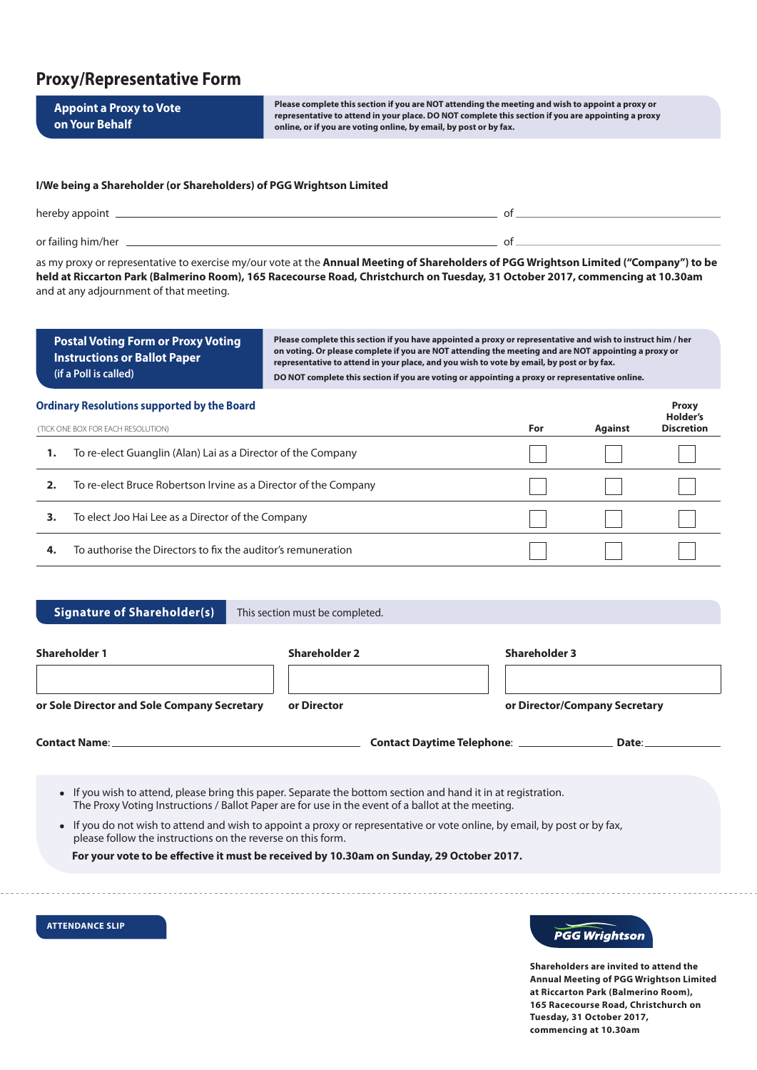# Proxy/Representative Form

## Appoint a Proxy to Vote on Your Behalf

**Please complete this section if you are NOT attending the meeting and wish to appoint a proxy or representative to attend in your place. DO NOT complete this section if you are appointing a proxy online, or if you are voting online, by email, by post or by fax.**

**I/We being a Shareholder (or Shareholders) of PGG Wrightson Limited**

hereby appoint ______________________________ of ______________________________

or failing him/her ______________________________ of ______________________________

as my proxy or representative to exercise my/our vote at the **Annual Meeting of Shareholders of PGG Wrightson Limited ("Company") to be held at Riccarton Park (Balmerino Room), 165 Racecourse Road, Christchurch on Tuesday, 31 October 2017, commencing at 10.30am** and at any adjournment of that meeting.

## Postal Voting Form or Proxy Voting Instructions or Ballot Paper (if a Poll is called)

**Please complete this section if you have appointed a proxy or representative and wish to instruct him / her on voting. Or please complete if you are NOT attending the meeting and are NOT appointing a proxy or representative to attend in your place, and you wish to vote by email, by post or by fax.**

**DO NOT complete this section if you are voting or appointing a proxy or representative online.**

### Ordinary Resolutions supported by the Board

(TICK ONE BOX FOR EACH RESOLUTION)

| | | For | Against | Proxy Holder's Discretion |
|---|---|---|---|---|
| **1.** | To re-elect Guanglin (Alan) Lai as a Director of the Company | ☐ | ☐ | ☐ |
| **2.** | To re-elect Bruce Robertson Irvine as a Director of the Company | ☐ | ☐ | ☐ |
| **3.** | To elect Joo Hai Lee as a Director of the Company | ☐ | ☐ | ☐ |
| **4.** | To authorise the Directors to fix the auditor's remuneration | ☐ | ☐ | ☐ |

## Signature of Shareholder(s)

This section must be completed.

| **Shareholder 1** | **Shareholder 2** | **Shareholder 3** |
|---|---|---|
| | | |
| **or Sole Director and Sole Company Secretary** | **or Director** | **or Director/Company Secretary** |

**Contact Name**: ______________________________ **Contact Daytime Telephone**: ______________ **Date**: ____________

- If you wish to attend, please bring this paper. Separate the bottom section and hand it in at registration. The Proxy Voting Instructions / Ballot Paper are for use in the event of a ballot at the meeting.
- If you do not wish to attend and wish to appoint a proxy or representative or vote online, by email, by post or by fax, please follow the instructions on the reverse on this form.

**For your vote to be effective it must be received by 10.30am on Sunday, 29 October 2017.**

---

**ATTENDANCE SLIP**

PGG Wrightson

**Shareholders are invited to attend the Annual Meeting of PGG Wrightson Limited at Riccarton Park (Balmerino Room), 165 Racecourse Road, Christchurch on Tuesday, 31 October 2017, commencing at 10.30am**